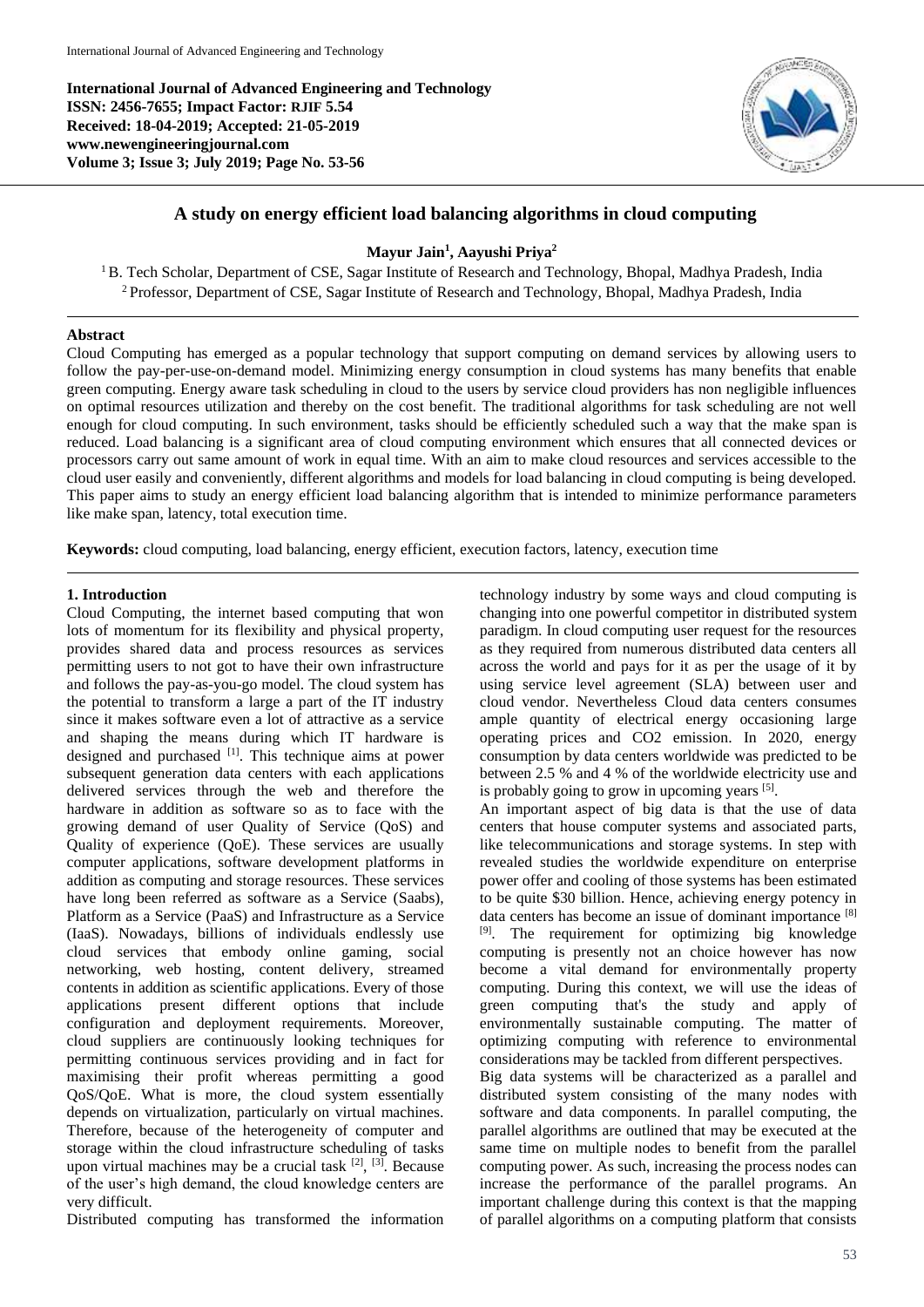**International Journal of Advanced Engineering and Technology**
**ISSN: 2456-7655; Impact Factor: RJIF 5.54**
**Received: 18-04-2019; Accepted: 21-05-2019**
**www.newengineeringjournal.com**
**Volume 3; Issue 3; July 2019; Page No. 53-56**

# A study on energy efficient load balancing algorithms in cloud computing

**Mayur Jain[1], Aayushi Priya[2]**

[1] B. Tech Scholar, Department of CSE, Sagar Institute of Research and Technology, Bhopal, Madhya Pradesh, India
[2] Professor, Department of CSE, Sagar Institute of Research and Technology, Bhopal, Madhya Pradesh, India

## Abstract

Cloud Computing has emerged as a popular technology that support computing on demand services by allowing users to follow the pay-per-use-on-demand model. Minimizing energy consumption in cloud systems has many benefits that enable green computing. Energy aware task scheduling in cloud to the users by service cloud providers has non negligible influences on optimal resources utilization and thereby on the cost benefit. The traditional algorithms for task scheduling are not well enough for cloud computing. In such environment, tasks should be efficiently scheduled such a way that the make span is reduced. Load balancing is a significant area of cloud computing environment which ensures that all connected devices or processors carry out same amount of work in equal time. With an aim to make cloud resources and services accessible to the cloud user easily and conveniently, different algorithms and models for load balancing in cloud computing is being developed. This paper aims to study an energy efficient load balancing algorithm that is intended to minimize performance parameters like make span, latency, total execution time.

**Keywords:** cloud computing, load balancing, energy efficient, execution factors, latency, execution time

## 1. Introduction

Cloud Computing, the internet based computing that won lots of momentum for its flexibility and physical property, provides shared data and process resources as services permitting users to not got to have their own infrastructure and follows the pay-as-you-go model. The cloud system has the potential to transform a large a part of the IT industry since it makes software even a lot of attractive as a service and shaping the means during which IT hardware is designed and purchased [1]. This technique aims at power subsequent generation data centers with each applications delivered services through the web and therefore the hardware in addition as software so as to face with the growing demand of user Quality of Service (QoS) and Quality of experience (QoE). These services are usually computer applications, software development platforms in addition as computing and storage resources. These services have long been referred as software as a Service (Saabs), Platform as a Service (PaaS) and Infrastructure as a Service (IaaS). Nowadays, billions of individuals endlessly use cloud services that embody online gaming, social networking, web hosting, content delivery, streamed contents in addition as scientific applications. Every of those applications present different options that include configuration and deployment requirements. Moreover, cloud suppliers are continuously looking techniques for permitting continuous services providing and in fact for maximising their profit whereas permitting a good QoS/QoE. What is more, the cloud system essentially depends on virtualization, particularly on virtual machines. Therefore, because of the heterogeneity of computer and storage within the cloud infrastructure scheduling of tasks upon virtual machines may be a crucial task [2], [3]. Because of the user's high demand, the cloud knowledge centers are very difficult.

Distributed computing has transformed the information technology industry by some ways and cloud computing is changing into one powerful competitor in distributed system paradigm. In cloud computing user request for the resources as they required from numerous distributed data centers all across the world and pays for it as per the usage of it by using service level agreement (SLA) between user and cloud vendor. Nevertheless Cloud data centers consumes ample quantity of electrical energy occasioning large operating prices and CO2 emission. In 2020, energy consumption by data centers worldwide was predicted to be between 2.5 % and 4 % of the worldwide electricity use and is probably going to grow in upcoming years [5].

An important aspect of big data is that the use of data centers that house computer systems and associated parts, like telecommunications and storage systems. In step with revealed studies the worldwide expenditure on enterprise power offer and cooling of those systems has been estimated to be quite $30 billion. Hence, achieving energy potency in data centers has become an issue of dominant importance [8] [9]. The requirement for optimizing big knowledge computing is presently not an choice however has now become a vital demand for environmentally property computing. During this context, we will use the ideas of green computing that's the study and apply of environmentally sustainable computing. The matter of optimizing computing with reference to environmental considerations may be tackled from different perspectives.

Big data systems will be characterized as a parallel and distributed system consisting of the many nodes with software and data components. In parallel computing, the parallel algorithms are outlined that may be executed at the same time on multiple nodes to benefit from the parallel computing power. As such, increasing the process nodes can increase the performance of the parallel programs. An important challenge during this context is that the mapping of parallel algorithms on a computing platform that consists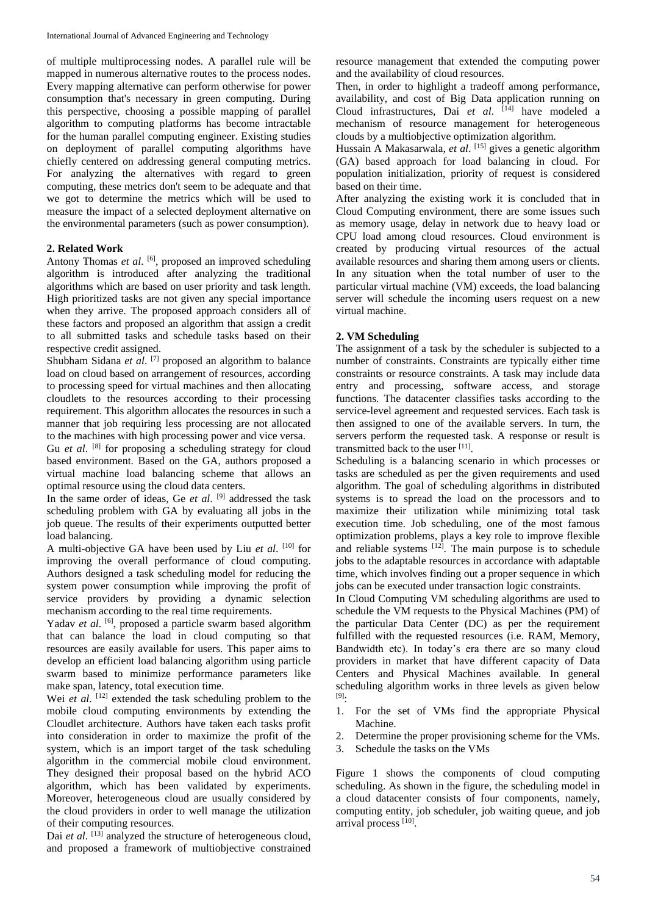of multiple multiprocessing nodes. A parallel rule will be mapped in numerous alternative routes to the process nodes. Every mapping alternative can perform otherwise for power consumption that's necessary in green computing. During this perspective, choosing a possible mapping of parallel algorithm to computing platforms has become intractable for the human parallel computing engineer. Existing studies on deployment of parallel computing algorithms have chiefly centered on addressing general computing metrics. For analyzing the alternatives with regard to green computing, these metrics don't seem to be adequate and that we got to determine the metrics which will be used to measure the impact of a selected deployment alternative on the environmental parameters (such as power consumption).

## 2. Related Work

Antony Thomas *et al*. [6], proposed an improved scheduling algorithm is introduced after analyzing the traditional algorithms which are based on user priority and task length. High prioritized tasks are not given any special importance when they arrive. The proposed approach considers all of these factors and proposed an algorithm that assign a credit to all submitted tasks and schedule tasks based on their respective credit assigned.

Shubham Sidana *et al*. [7] proposed an algorithm to balance load on cloud based on arrangement of resources, according to processing speed for virtual machines and then allocating cloudlets to the resources according to their processing requirement. This algorithm allocates the resources in such a manner that job requiring less processing are not allocated to the machines with high processing power and vice versa.

Gu *et al*. [8] for proposing a scheduling strategy for cloud based environment. Based on the GA, authors proposed a virtual machine load balancing scheme that allows an optimal resource using the cloud data centers.

In the same order of ideas, Ge *et al*. [9] addressed the task scheduling problem with GA by evaluating all jobs in the job queue. The results of their experiments outputted better load balancing.

A multi-objective GA have been used by Liu *et al*. [10] for improving the overall performance of cloud computing. Authors designed a task scheduling model for reducing the system power consumption while improving the profit of service providers by providing a dynamic selection mechanism according to the real time requirements.

Yadav *et al*. [6], proposed a particle swarm based algorithm that can balance the load in cloud computing so that resources are easily available for users. This paper aims to develop an efficient load balancing algorithm using particle swarm based to minimize performance parameters like make span, latency, total execution time.

Wei *et al*. [12] extended the task scheduling problem to the mobile cloud computing environments by extending the Cloudlet architecture. Authors have taken each tasks profit into consideration in order to maximize the profit of the system, which is an import target of the task scheduling algorithm in the commercial mobile cloud environment. They designed their proposal based on the hybrid ACO algorithm, which has been validated by experiments. Moreover, heterogeneous cloud are usually considered by the cloud providers in order to well manage the utilization of their computing resources.

Dai *et al*. [13] analyzed the structure of heterogeneous cloud, and proposed a framework of multiobjective constrained resource management that extended the computing power and the availability of cloud resources.

Then, in order to highlight a tradeoff among performance, availability, and cost of Big Data application running on Cloud infrastructures, Dai *et al*. [14] have modeled a mechanism of resource management for heterogeneous clouds by a multiobjective optimization algorithm.

Hussain A Makasarwala, *et al*. [15] gives a genetic algorithm (GA) based approach for load balancing in cloud. For population initialization, priority of request is considered based on their time.

After analyzing the existing work it is concluded that in Cloud Computing environment, there are some issues such as memory usage, delay in network due to heavy load or CPU load among cloud resources. Cloud environment is created by producing virtual resources of the actual available resources and sharing them among users or clients. In any situation when the total number of user to the particular virtual machine (VM) exceeds, the load balancing server will schedule the incoming users request on a new virtual machine.

## 2. VM Scheduling

The assignment of a task by the scheduler is subjected to a number of constraints. Constraints are typically either time constraints or resource constraints. A task may include data entry and processing, software access, and storage functions. The datacenter classifies tasks according to the service-level agreement and requested services. Each task is then assigned to one of the available servers. In turn, the servers perform the requested task. A response or result is transmitted back to the user [11].

Scheduling is a balancing scenario in which processes or tasks are scheduled as per the given requirements and used algorithm. The goal of scheduling algorithms in distributed systems is to spread the load on the processors and to maximize their utilization while minimizing total task execution time. Job scheduling, one of the most famous optimization problems, plays a key role to improve flexible and reliable systems [12]. The main purpose is to schedule jobs to the adaptable resources in accordance with adaptable time, which involves finding out a proper sequence in which jobs can be executed under transaction logic constraints.

In Cloud Computing VM scheduling algorithms are used to schedule the VM requests to the Physical Machines (PM) of the particular Data Center (DC) as per the requirement fulfilled with the requested resources (i.e. RAM, Memory, Bandwidth etc). In today's era there are so many cloud providers in market that have different capacity of Data Centers and Physical Machines available. In general scheduling algorithm works in three levels as given below [9]:

1. For the set of VMs find the appropriate Physical Machine.
2. Determine the proper provisioning scheme for the VMs.
3. Schedule the tasks on the VMs

Figure 1 shows the components of cloud computing scheduling. As shown in the figure, the scheduling model in a cloud datacenter consists of four components, namely, computing entity, job scheduler, job waiting queue, and job arrival process [10].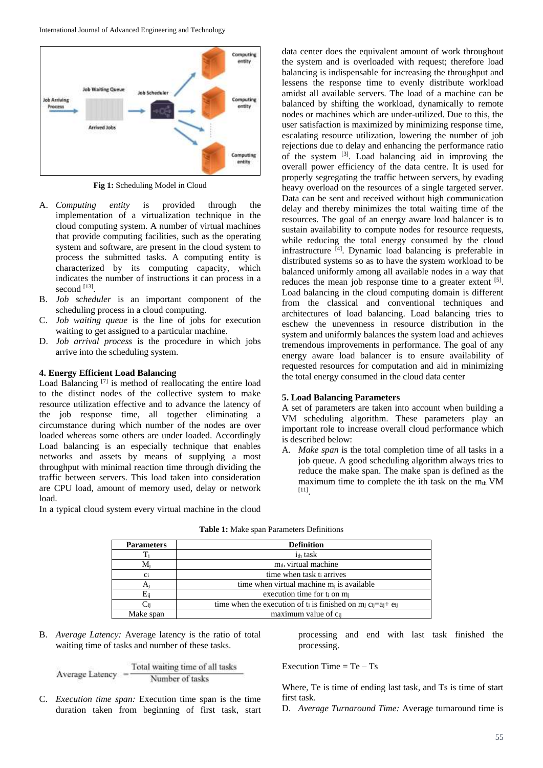Fig 1: Scheduling Model in Cloud

A. *Computing entity* is provided through the implementation of a virtualization technique in the cloud computing system. A number of virtual machines that provide computing facilities, such as the operating system and software, are present in the cloud system to process the submitted tasks. A computing entity is characterized by its computing capacity, which indicates the number of instructions it can process in a second [13].
B. *Job scheduler* is an important component of the scheduling process in a cloud computing.
C. *Job waiting queue* is the line of jobs for execution waiting to get assigned to a particular machine.
D. *Job arrival process* is the procedure in which jobs arrive into the scheduling system.

## 4. Energy Efficient Load Balancing

Load Balancing [7] is method of reallocating the entire load to the distinct nodes of the collective system to make resource utilization effective and to advance the latency of the job response time, all together eliminating a circumstance during which number of the nodes are over loaded whereas some others are under loaded. Accordingly Load balancing is an especially technique that enables networks and assets by means of supplying a most throughput with minimal reaction time through dividing the traffic between servers. This load taken into consideration are CPU load, amount of memory used, delay or network load.

In a typical cloud system every virtual machine in the cloud data center does the equivalent amount of work throughout the system and is overloaded with request; therefore load balancing is indispensable for increasing the throughput and lessens the response time to evenly distribute workload amidst all available servers. The load of a machine can be balanced by shifting the workload, dynamically to remote nodes or machines which are under-utilized. Due to this, the user satisfaction is maximized by minimizing response time, escalating resource utilization, lowering the number of job rejections due to delay and enhancing the performance ratio of the system [3]. Load balancing aid in improving the overall power efficiency of the data centre. It is used for properly segregating the traffic between servers, by evading heavy overload on the resources of a single targeted server. Data can be sent and received without high communication delay and thereby minimizes the total waiting time of the resources. The goal of an energy aware load balancer is to sustain availability to compute nodes for resource requests, while reducing the total energy consumed by the cloud infrastructure [4]. Dynamic load balancing is preferable in distributed systems so as to have the system workload to be balanced uniformly among all available nodes in a way that reduces the mean job response time to a greater extent [5]. Load balancing in the cloud computing domain is different from the classical and conventional techniques and architectures of load balancing. Load balancing tries to eschew the unevenness in resource distribution in the system and uniformly balances the system load and achieves tremendous improvements in performance. The goal of any energy aware load balancer is to ensure availability of requested resources for computation and aid in minimizing the total energy consumed in the cloud data center

## 5. Load Balancing Parameters

A set of parameters are taken into account when building a VM scheduling algorithm. These parameters play an important role to increase overall cloud performance which is described below:

A. *Make span* is the total completion time of all tasks in a job queue. A good scheduling algorithm always tries to reduce the make span. The make span is defined as the maximum time to complete the ith task on the $m_{th}$ VM [11].

**Table 1:** Make span Parameters Definitions

| Parameters | Definition |
|---|---|
| $T_i$ | $i_{th}$ task |
| $M_j$ | $m_{th}$ virtual machine |
| $c_i$ | time when task $t_i$ arrives |
| $A_j$ | time when virtual machine $m_j$ is available |
| $E_{ij}$ | execution time for $t_i$ on $m_j$ |
| $C_{ij}$ | time when the execution of $t_i$ is finished on $m_j$ $c_{ij}=a_j+e_{ij}$ |
| Make span | maximum value of $c_{ij}$ |

B. *Average Latency:* Average latency is the ratio of total waiting time of tasks and number of these tasks.

$$\text{Average Latency} = \frac{\text{Total waiting time of all tasks}}{\text{Number of tasks}}$$

C. *Execution time span:* Execution time span is the time duration taken from beginning of first task, start processing and end with last task finished the processing.

Execution Time = Te – Ts

Where, Te is time of ending last task, and Ts is time of start first task.

D. *Average Turnaround Time:* Average turnaround time is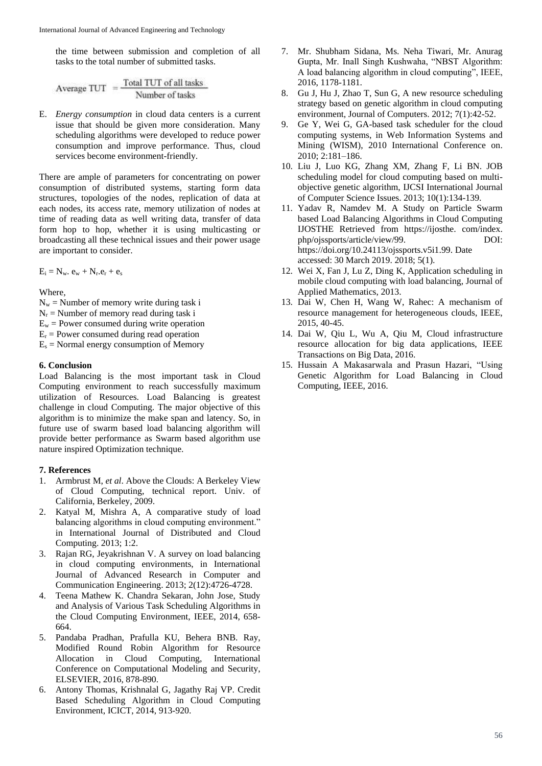the time between submission and completion of all tasks to the total number of submitted tasks.

$$\text{Average TUT} = \frac{\text{Total TUT of all tasks}}{\text{Number of tasks}}$$

E. *Energy consumption* in cloud data centers is a current issue that should be given more consideration. Many scheduling algorithms were developed to reduce power consumption and improve performance. Thus, cloud services become environment-friendly.

There are ample of parameters for concentrating on power consumption of distributed systems, starting form data structures, topologies of the nodes, replication of data at each nodes, its access rate, memory utilization of nodes at time of reading data as well writing data, transfer of data form hop to hop, whether it is using multicasting or broadcasting all these technical issues and their power usage are important to consider.

$E_i = N_w. e_w + N_r.e_r + e_s$

Where,

$N_w$ = Number of memory write during task i  
$N_r$ = Number of memory read during task i  
$E_w$ = Power consumed during write operation  
$E_r$ = Power consumed during read operation  
$E_s$ = Normal energy consumption of Memory

## 6. Conclusion

Load Balancing is the most important task in Cloud Computing environment to reach successfully maximum utilization of Resources. Load Balancing is greatest challenge in cloud Computing. The major objective of this algorithm is to minimize the make span and latency. So, in future use of swarm based load balancing algorithm will provide better performance as Swarm based algorithm use nature inspired Optimization technique.

## 7. References

1. Armbrust M, *et al*. Above the Clouds: A Berkeley View of Cloud Computing, technical report. Univ. of California, Berkeley, 2009.
2. Katyal M, Mishra A, A comparative study of load balancing algorithms in cloud computing environment." in International Journal of Distributed and Cloud Computing. 2013; 1:2.
3. Rajan RG, Jeyakrishnan V. A survey on load balancing in cloud computing environments, in International Journal of Advanced Research in Computer and Communication Engineering. 2013; 2(12):4726-4728.
4. Teena Mathew K. Chandra Sekaran, John Jose, Study and Analysis of Various Task Scheduling Algorithms in the Cloud Computing Environment, IEEE, 2014, 658-664.
5. Pandaba Pradhan, Prafulla KU, Behera BNB. Ray, Modified Round Robin Algorithm for Resource Allocation in Cloud Computing, International Conference on Computational Modeling and Security, ELSEVIER, 2016, 878-890.
6. Antony Thomas, Krishnalal G, Jagathy Raj VP. Credit Based Scheduling Algorithm in Cloud Computing Environment, ICICT, 2014, 913-920.
7. Mr. Shubham Sidana, Ms. Neha Tiwari, Mr. Anurag Gupta, Mr. Inall Singh Kushwaha, "NBST Algorithm: A load balancing algorithm in cloud computing", IEEE, 2016, 1178-1181.
8. Gu J, Hu J, Zhao T, Sun G, A new resource scheduling strategy based on genetic algorithm in cloud computing environment, Journal of Computers. 2012; 7(1):42-52.
9. Ge Y, Wei G, GA-based task scheduler for the cloud computing systems, in Web Information Systems and Mining (WISM), 2010 International Conference on. 2010; 2:181–186.
10. Liu J, Luo KG, Zhang XM, Zhang F, Li BN. JOB scheduling model for cloud computing based on multi-objective genetic algorithm, IJCSI International Journal of Computer Science Issues. 2013; 10(1):134-139.
11. Yadav R, Namdev M. A Study on Particle Swarm based Load Balancing Algorithms in Cloud Computing IJOSTHE Retrieved from https://ijosthe. com/index. php/ojssports/article/view/99. DOI: https://doi.org/10.24113/ojssports.v5i1.99. Date accessed: 30 March 2019. 2018; 5(1).
12. Wei X, Fan J, Lu Z, Ding K, Application scheduling in mobile cloud computing with load balancing, Journal of Applied Mathematics, 2013.
13. Dai W, Chen H, Wang W, Rahec: A mechanism of resource management for heterogeneous clouds, IEEE, 2015, 40-45.
14. Dai W, Qiu L, Wu A, Qiu M, Cloud infrastructure resource allocation for big data applications, IEEE Transactions on Big Data, 2016.
15. Hussain A Makasarwala and Prasun Hazari, "Using Genetic Algorithm for Load Balancing in Cloud Computing, IEEE, 2016.